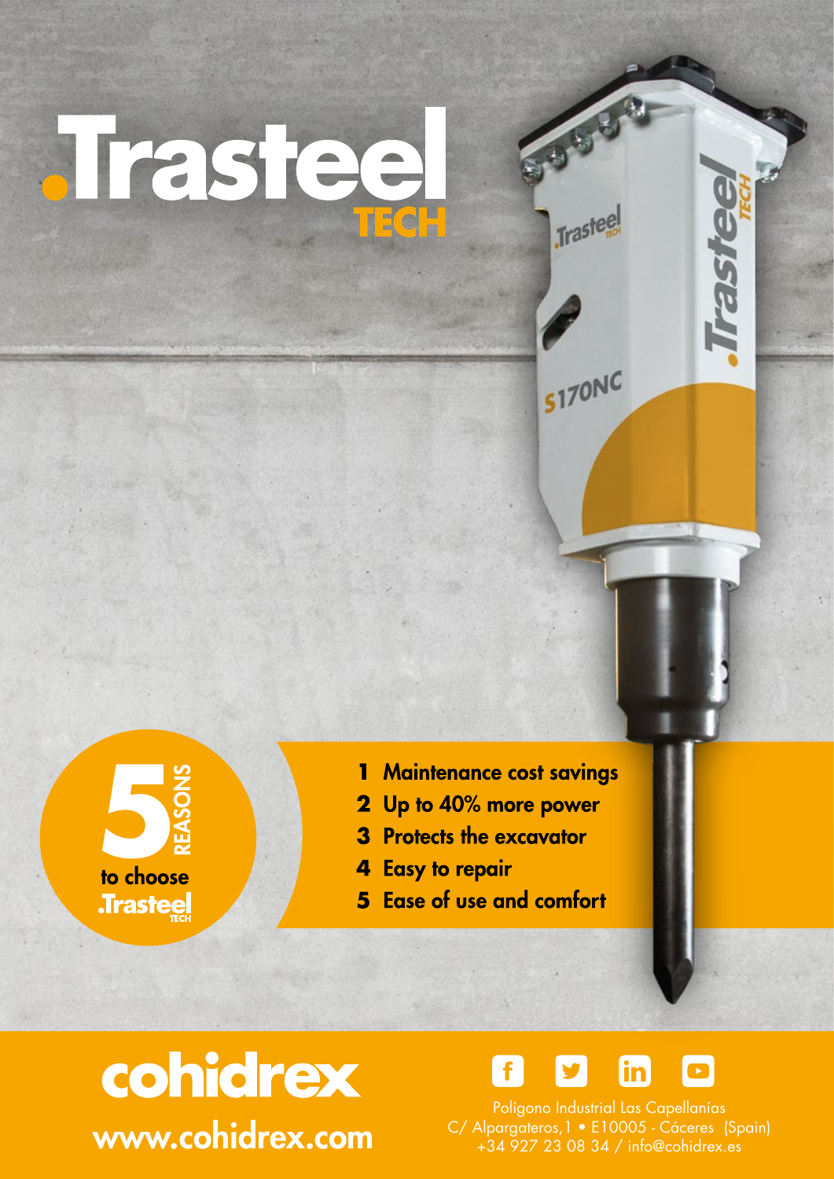# .Trasteel TECH

## 5 REASONS to choose .Trasteel TECH

1. Maintenance cost savings
2. Up to 40% more power
3. Protects the excavator
4. Easy to repair
5. Ease of use and comfort

**cohidrex**

www.cohidrex.com

Polígono Industrial Las Capellanías
C/ Alpargateros,1 • E10005 - Cáceres (Spain)
+34 927 23 08 34 / info@cohidrex.es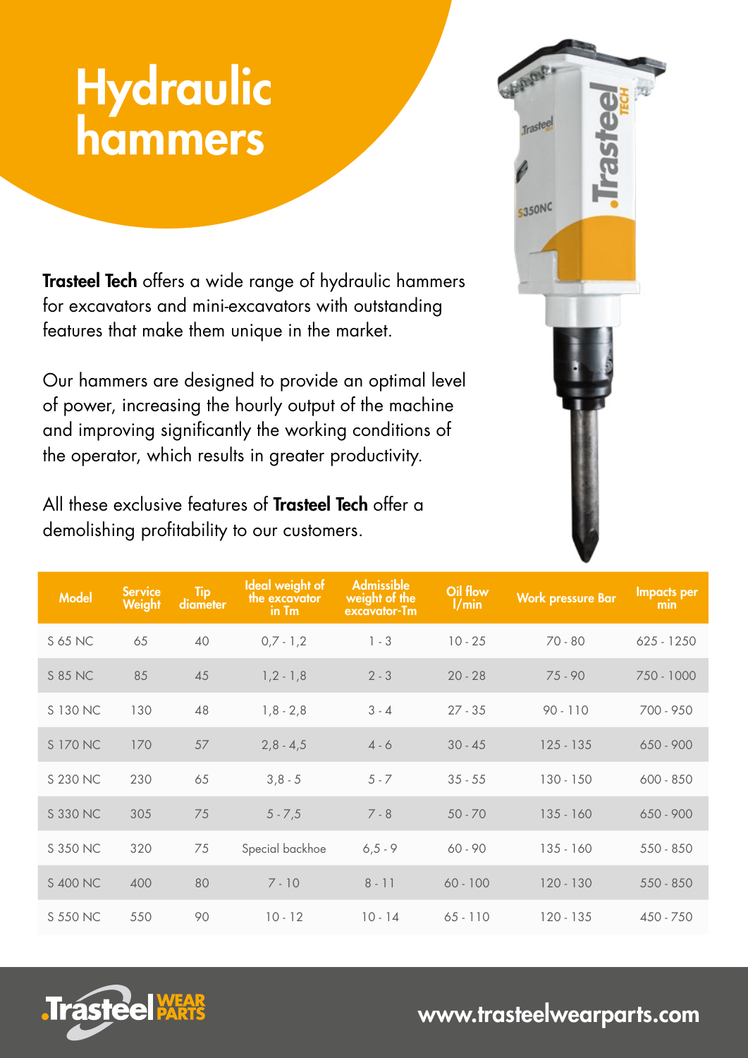# Hydraulic hammers

**Trasteel Tech** offers a wide range of hydraulic hammers for excavators and mini-excavators with outstanding features that make them unique in the market.

Our hammers are designed to provide an optimal level of power, increasing the hourly output of the machine and improving significantly the working conditions of the operator, which results in greater productivity.

All these exclusive features of **Trasteel Tech** offer a demolishing profitability to our customers.

| Model | Service Weight | Tip diameter | Ideal weight of the excavator in Tm | Admissible weight of the excavator-Tm | Oil flow l/min | Work pressure Bar | Impacts per min |
|---|---|---|---|---|---|---|---|
| S 65 NC | 65 | 40 | 0,7 - 1,2 | 1 - 3 | 10 - 25 | 70 - 80 | 625 - 1250 |
| S 85 NC | 85 | 45 | 1,2 - 1,8 | 2 - 3 | 20 - 28 | 75 - 90 | 750 - 1000 |
| S 130 NC | 130 | 48 | 1,8 - 2,8 | 3 - 4 | 27 - 35 | 90 - 110 | 700 - 950 |
| S 170 NC | 170 | 57 | 2,8 - 4,5 | 4 - 6 | 30 - 45 | 125 - 135 | 650 - 900 |
| S 230 NC | 230 | 65 | 3,8 - 5 | 5 - 7 | 35 - 55 | 130 - 150 | 600 - 850 |
| S 330 NC | 305 | 75 | 5 - 7,5 | 7 - 8 | 50 - 70 | 135 - 160 | 650 - 900 |
| S 350 NC | 320 | 75 | Special backhoe | 6,5 - 9 | 60 - 90 | 135 - 160 | 550 - 850 |
| S 400 NC | 400 | 80 | 7 - 10 | 8 - 11 | 60 - 100 | 120 - 130 | 550 - 850 |
| S 550 NC | 550 | 90 | 10 - 12 | 10 - 14 | 65 - 110 | 120 - 135 | 450 - 750 |

www.trasteelwearparts.com